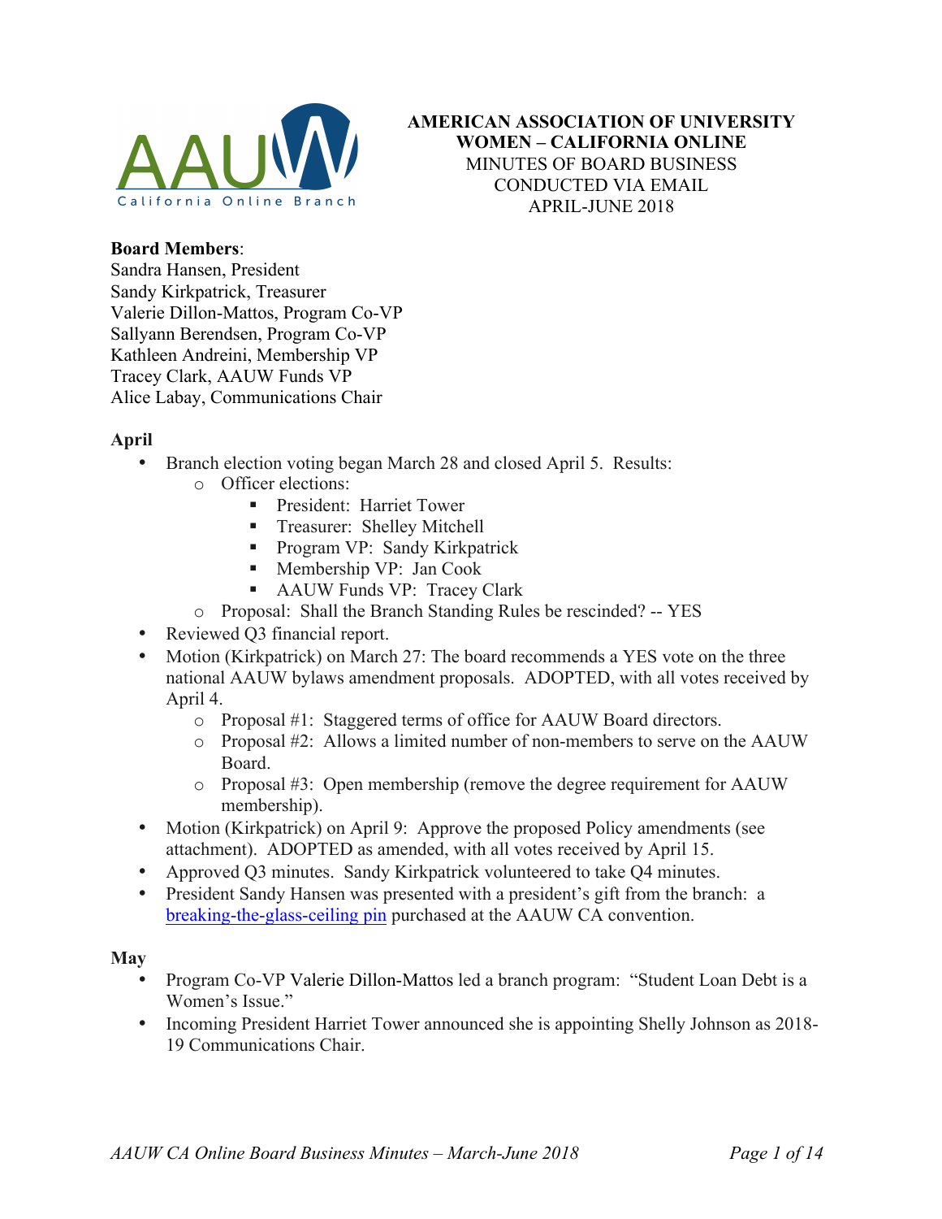**AMERICAN ASSOCIATION OF UNIVERSITY WOMEN – CALIFORNIA ONLINE**
MINUTES OF BOARD BUSINESS
CONDUCTED VIA EMAIL
APRIL-JUNE 2018

**Board Members**:
Sandra Hansen, President
Sandy Kirkpatrick, Treasurer
Valerie Dillon-Mattos, Program Co-VP
Sallyann Berendsen, Program Co-VP
Kathleen Andreini, Membership VP
Tracey Clark, AAUW Funds VP
Alice Labay, Communications Chair

**April**

- Branch election voting began March 28 and closed April 5. Results:
  - Officer elections:
    - President: Harriet Tower
    - Treasurer: Shelley Mitchell
    - Program VP: Sandy Kirkpatrick
    - Membership VP: Jan Cook
    - AAUW Funds VP: Tracey Clark
  - Proposal: Shall the Branch Standing Rules be rescinded? -- YES
- Reviewed Q3 financial report.
- Motion (Kirkpatrick) on March 27: The board recommends a YES vote on the three national AAUW bylaws amendment proposals. ADOPTED, with all votes received by April 4.
  - Proposal #1: Staggered terms of office for AAUW Board directors.
  - Proposal #2: Allows a limited number of non-members to serve on the AAUW Board.
  - Proposal #3: Open membership (remove the degree requirement for AAUW membership).
- Motion (Kirkpatrick) on April 9: Approve the proposed Policy amendments (see attachment). ADOPTED as amended, with all votes received by April 15.
- Approved Q3 minutes. Sandy Kirkpatrick volunteered to take Q4 minutes.
- President Sandy Hansen was presented with a president's gift from the branch: a breaking-the-glass-ceiling pin purchased at the AAUW CA convention.

**May**

- Program Co-VP Valerie Dillon-Mattos led a branch program: "Student Loan Debt is a Women's Issue."
- Incoming President Harriet Tower announced she is appointing Shelly Johnson as 2018-19 Communications Chair.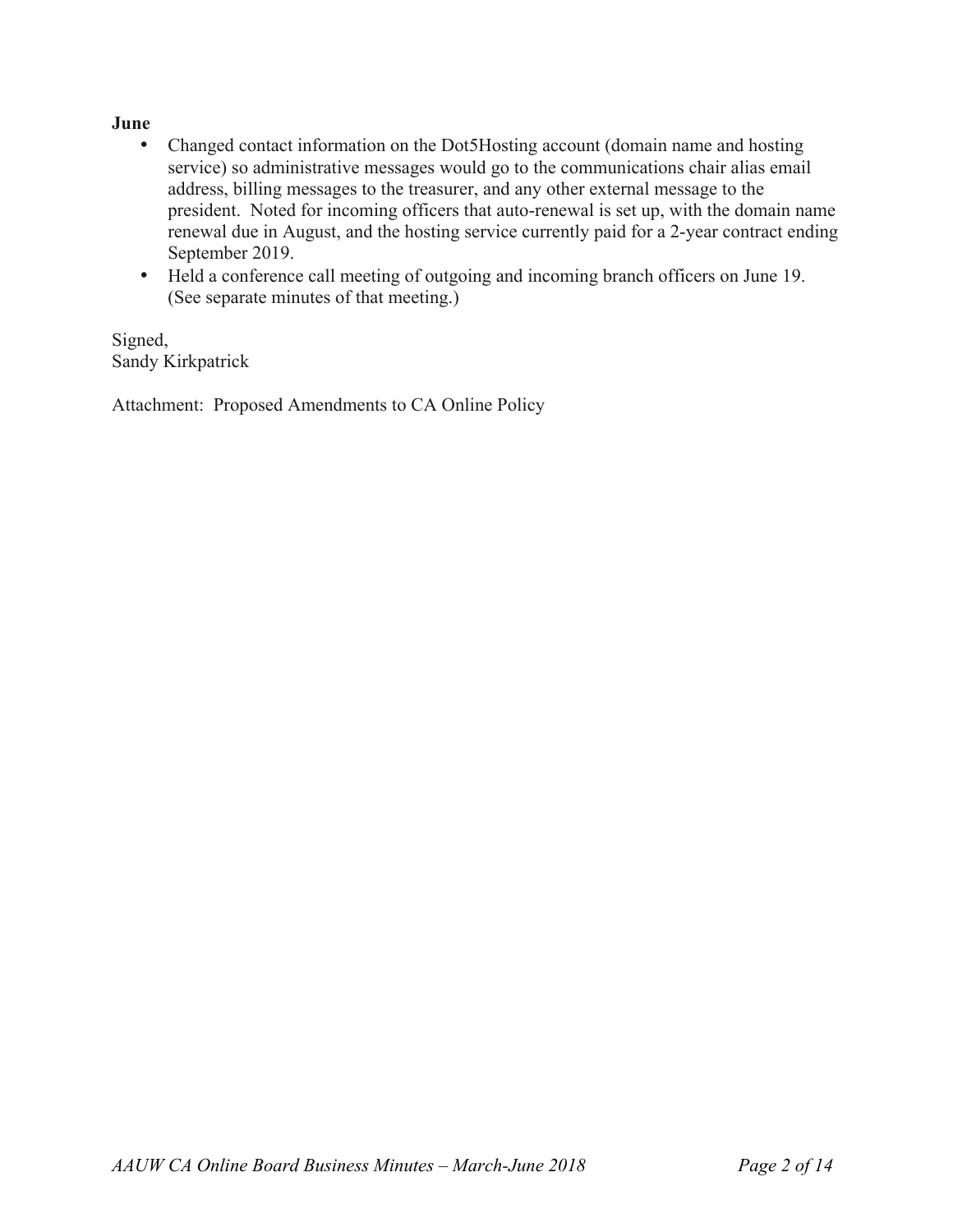**June**

- Changed contact information on the Dot5Hosting account (domain name and hosting service) so administrative messages would go to the communications chair alias email address, billing messages to the treasurer, and any other external message to the president. Noted for incoming officers that auto-renewal is set up, with the domain name renewal due in August, and the hosting service currently paid for a 2-year contract ending September 2019.
- Held a conference call meeting of outgoing and incoming branch officers on June 19. (See separate minutes of that meeting.)

Signed,
Sandy Kirkpatrick

Attachment: Proposed Amendments to CA Online Policy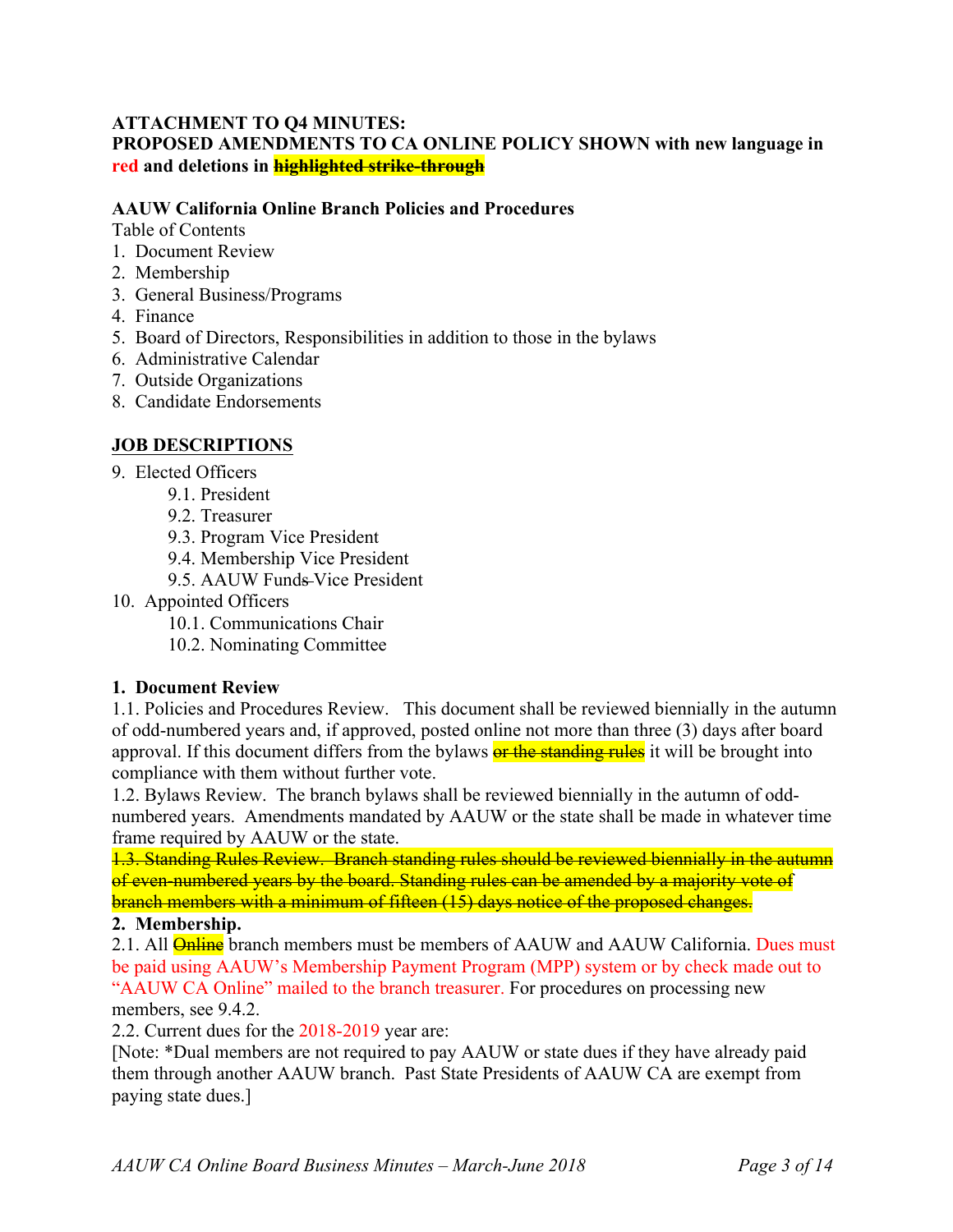**ATTACHMENT TO Q4 MINUTES:**
**PROPOSED AMENDMENTS TO CA ONLINE POLICY SHOWN with new language in red and deletions in ~~highlighted strike-through~~**

**AAUW California Online Branch Policies and Procedures**

Table of Contents

1. Document Review
2. Membership
3. General Business/Programs
4. Finance
5. Board of Directors, Responsibilities in addition to those in the bylaws
6. Administrative Calendar
7. Outside Organizations
8. Candidate Endorsements

**JOB DESCRIPTIONS**

9. Elected Officers
    - 9.1. President
    - 9.2. Treasurer
    - 9.3. Program Vice President
    - 9.4. Membership Vice President
    - 9.5. AAUW Funds~~-~~Vice President
10. Appointed Officers
    - 10.1. Communications Chair
    - 10.2. Nominating Committee

**1. Document Review**

1.1. Policies and Procedures Review. This document shall be reviewed biennially in the autumn of odd-numbered years and, if approved, posted online not more than three (3) days after board approval. If this document differs from the bylaws ~~or the standing rules~~ it will be brought into compliance with them without further vote.

1.2. Bylaws Review. The branch bylaws shall be reviewed biennially in the autumn of odd-numbered years. Amendments mandated by AAUW or the state shall be made in whatever time frame required by AAUW or the state.

~~1.3. Standing Rules Review. Branch standing rules should be reviewed biennially in the autumn of even-numbered years by the board. Standing rules can be amended by a majority vote of branch members with a minimum of fifteen (15) days notice of the proposed changes.~~

**2. Membership.**

2.1. All ~~Online~~ branch members must be members of AAUW and AAUW California. Dues must be paid using AAUW's Membership Payment Program (MPP) system or by check made out to "AAUW CA Online" mailed to the branch treasurer. For procedures on processing new members, see 9.4.2.

2.2. Current dues for the 2018-2019 year are:

[Note: *Dual members are not required to pay AAUW or state dues if they have already paid them through another AAUW branch. Past State Presidents of AAUW CA are exempt from paying state dues.]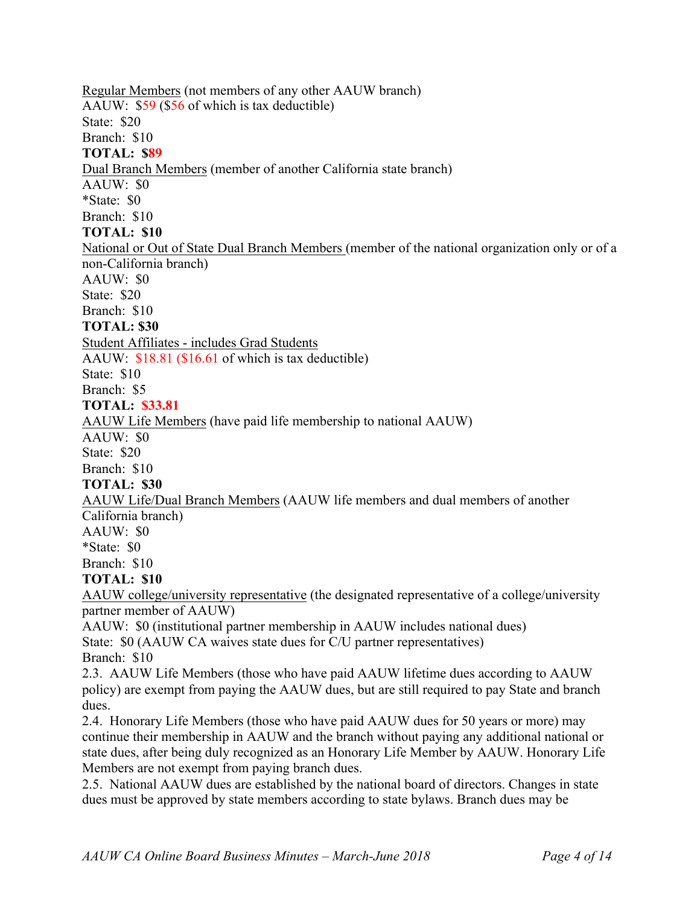<u>Regular Members</u> (not members of any other AAUW branch)
AAUW: $59 ($56 of which is tax deductible)
State: $20
Branch: $10
**TOTAL: $89**

<u>Dual Branch Members</u> (member of another California state branch)
AAUW: $0
*State: $0
Branch: $10
**TOTAL: $10**

<u>National or Out of State Dual Branch Members</u> (member of the national organization only or of a non-California branch)
AAUW: $0
State: $20
Branch: $10
**TOTAL: $30**

<u>Student Affiliates - includes Grad Students</u>
AAUW: $18.81 ($16.61 of which is tax deductible)
State: $10
Branch: $5
**TOTAL: $33.81**

<u>AAUW Life Members</u> (have paid life membership to national AAUW)
AAUW: $0
State: $20
Branch: $10
**TOTAL: $30**

<u>AAUW Life/Dual Branch Members</u> (AAUW life members and dual members of another California branch)
AAUW: $0
*State: $0
Branch: $10
**TOTAL: $10**

<u>AAUW college/university representative</u> (the designated representative of a college/university partner member of AAUW)
AAUW: $0 (institutional partner membership in AAUW includes national dues)
State: $0 (AAUW CA waives state dues for C/U partner representatives)
Branch: $10

2.3. AAUW Life Members (those who have paid AAUW lifetime dues according to AAUW policy) are exempt from paying the AAUW dues, but are still required to pay State and branch dues.

2.4. Honorary Life Members (those who have paid AAUW dues for 50 years or more) may continue their membership in AAUW and the branch without paying any additional national or state dues, after being duly recognized as an Honorary Life Member by AAUW. Honorary Life Members are not exempt from paying branch dues.

2.5. National AAUW dues are established by the national board of directors. Changes in state dues must be approved by state members according to state bylaws. Branch dues may be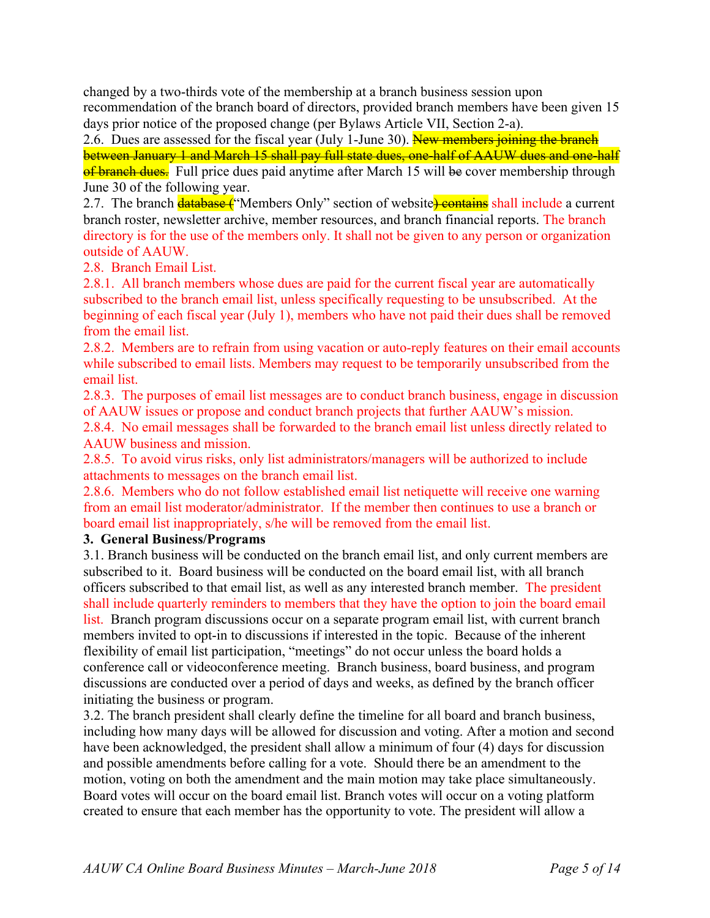changed by a two-thirds vote of the membership at a branch business session upon recommendation of the branch board of directors, provided branch members have been given 15 days prior notice of the proposed change (per Bylaws Article VII, Section 2-a).

2.6. Dues are assessed for the fiscal year (July 1-June 30). ~~New members joining the branch between January 1 and March 15 shall pay full state dues, one-half of AAUW dues and one-half of branch dues.~~ Full price dues paid anytime after March 15 will ~~be~~ cover membership through June 30 of the following year.

2.7. The branch ~~database (~~"Members Only" section of website~~) contains~~ shall include a current branch roster, newsletter archive, member resources, and branch financial reports. The branch directory is for the use of the members only. It shall not be given to any person or organization outside of AAUW.

2.8. Branch Email List.

2.8.1. All branch members whose dues are paid for the current fiscal year are automatically subscribed to the branch email list, unless specifically requesting to be unsubscribed. At the beginning of each fiscal year (July 1), members who have not paid their dues shall be removed from the email list.

2.8.2. Members are to refrain from using vacation or auto-reply features on their email accounts while subscribed to email lists. Members may request to be temporarily unsubscribed from the email list.

2.8.3. The purposes of email list messages are to conduct branch business, engage in discussion of AAUW issues or propose and conduct branch projects that further AAUW's mission.

2.8.4. No email messages shall be forwarded to the branch email list unless directly related to AAUW business and mission.

2.8.5. To avoid virus risks, only list administrators/managers will be authorized to include attachments to messages on the branch email list.

2.8.6. Members who do not follow established email list netiquette will receive one warning from an email list moderator/administrator. If the member then continues to use a branch or board email list inappropriately, s/he will be removed from the email list.

**3. General Business/Programs**

3.1. Branch business will be conducted on the branch email list, and only current members are subscribed to it. Board business will be conducted on the board email list, with all branch officers subscribed to that email list, as well as any interested branch member. The president shall include quarterly reminders to members that they have the option to join the board email list. Branch program discussions occur on a separate program email list, with current branch members invited to opt-in to discussions if interested in the topic. Because of the inherent flexibility of email list participation, "meetings" do not occur unless the board holds a conference call or videoconference meeting. Branch business, board business, and program discussions are conducted over a period of days and weeks, as defined by the branch officer initiating the business or program.

3.2. The branch president shall clearly define the timeline for all board and branch business, including how many days will be allowed for discussion and voting. After a motion and second have been acknowledged, the president shall allow a minimum of four (4) days for discussion and possible amendments before calling for a vote. Should there be an amendment to the motion, voting on both the amendment and the main motion may take place simultaneously. Board votes will occur on the board email list. Branch votes will occur on a voting platform created to ensure that each member has the opportunity to vote. The president will allow a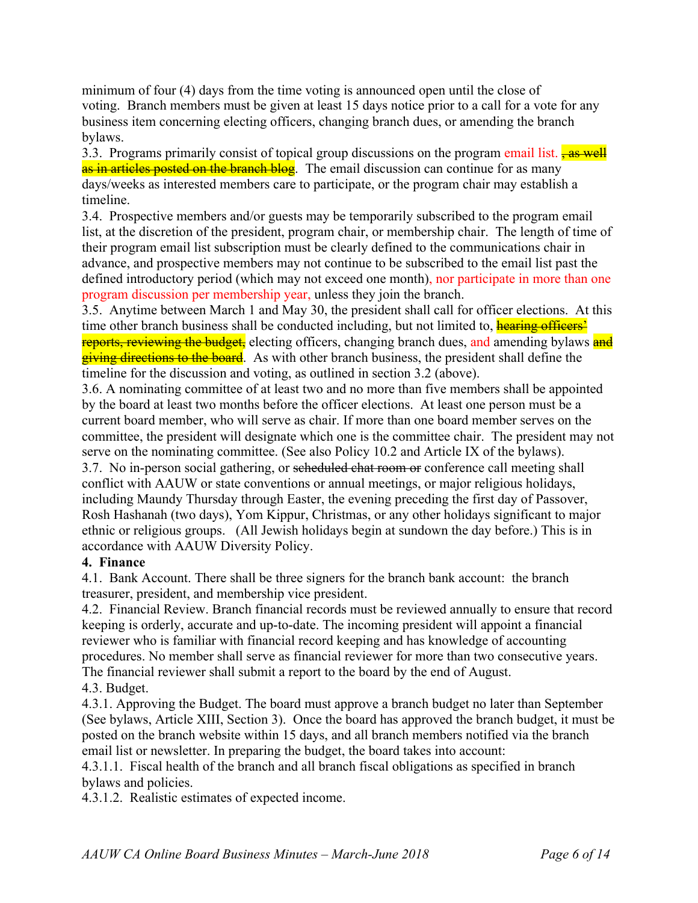minimum of four (4) days from the time voting is announced open until the close of voting. Branch members must be given at least 15 days notice prior to a call for a vote for any business item concerning electing officers, changing branch dues, or amending the branch bylaws.

3.3. Programs primarily consist of topical group discussions on the program email list. ~~, as well as in articles posted on the branch blog~~. The email discussion can continue for as many days/weeks as interested members care to participate, or the program chair may establish a timeline.

3.4. Prospective members and/or guests may be temporarily subscribed to the program email list, at the discretion of the president, program chair, or membership chair. The length of time of their program email list subscription must be clearly defined to the communications chair in advance, and prospective members may not continue to be subscribed to the email list past the defined introductory period (which may not exceed one month), nor participate in more than one program discussion per membership year, unless they join the branch.

3.5. Anytime between March 1 and May 30, the president shall call for officer elections. At this time other branch business shall be conducted including, but not limited to, ~~hearing officers' reports, reviewing the budget,~~ electing officers, changing branch dues, and amending bylaws ~~and giving directions to the board~~. As with other branch business, the president shall define the timeline for the discussion and voting, as outlined in section 3.2 (above).

3.6. A nominating committee of at least two and no more than five members shall be appointed by the board at least two months before the officer elections. At least one person must be a current board member, who will serve as chair. If more than one board member serves on the committee, the president will designate which one is the committee chair. The president may not serve on the nominating committee. (See also Policy 10.2 and Article IX of the bylaws).

3.7. No in-person social gathering, or ~~scheduled chat room or~~ conference call meeting shall conflict with AAUW or state conventions or annual meetings, or major religious holidays, including Maundy Thursday through Easter, the evening preceding the first day of Passover, Rosh Hashanah (two days), Yom Kippur, Christmas, or any other holidays significant to major ethnic or religious groups. (All Jewish holidays begin at sundown the day before.) This is in accordance with AAUW Diversity Policy.

**4. Finance**

4.1. Bank Account. There shall be three signers for the branch bank account: the branch treasurer, president, and membership vice president.

4.2. Financial Review. Branch financial records must be reviewed annually to ensure that record keeping is orderly, accurate and up-to-date. The incoming president will appoint a financial reviewer who is familiar with financial record keeping and has knowledge of accounting procedures. No member shall serve as financial reviewer for more than two consecutive years. The financial reviewer shall submit a report to the board by the end of August.

4.3. Budget.

4.3.1. Approving the Budget. The board must approve a branch budget no later than September (See bylaws, Article XIII, Section 3). Once the board has approved the branch budget, it must be posted on the branch website within 15 days, and all branch members notified via the branch email list or newsletter. In preparing the budget, the board takes into account:

4.3.1.1. Fiscal health of the branch and all branch fiscal obligations as specified in branch bylaws and policies.

4.3.1.2. Realistic estimates of expected income.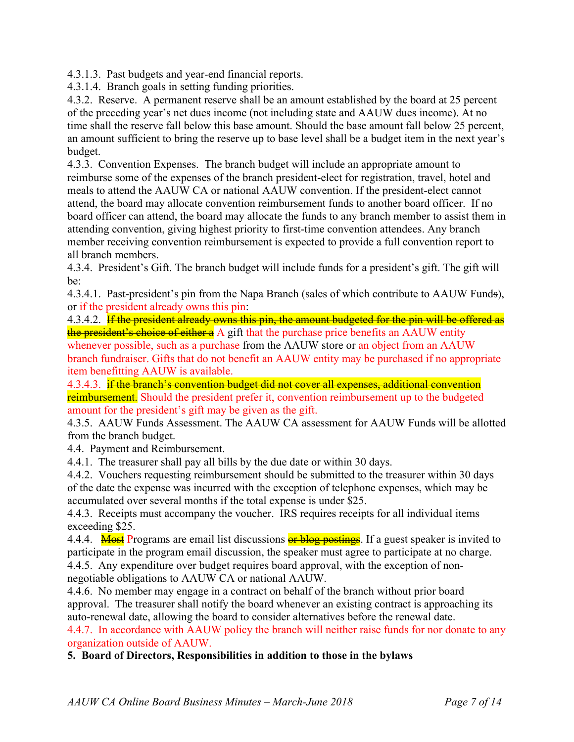4.3.1.3. Past budgets and year-end financial reports.
4.3.1.4. Branch goals in setting funding priorities.
4.3.2. Reserve. A permanent reserve shall be an amount established by the board at 25 percent of the preceding year's net dues income (not including state and AAUW dues income). At no time shall the reserve fall below this base amount. Should the base amount fall below 25 percent, an amount sufficient to bring the reserve up to base level shall be a budget item in the next year's budget.
4.3.3. Convention Expenses. The branch budget will include an appropriate amount to reimburse some of the expenses of the branch president-elect for registration, travel, hotel and meals to attend the AAUW CA or national AAUW convention. If the president-elect cannot attend, the board may allocate convention reimbursement funds to another board officer. If no board officer can attend, the board may allocate the funds to any branch member to assist them in attending convention, giving highest priority to first-time convention attendees. Any branch member receiving convention reimbursement is expected to provide a full convention report to all branch members.
4.3.4. President's Gift. The branch budget will include funds for a president's gift. The gift will be:
4.3.4.1. Past-president's pin from the Napa Branch (sales of which contribute to AAUW Fund~~s~~), or if the president already owns this pin:
4.3.4.2. ~~If the president already owns this pin, the amount budgeted for the pin will be offered as the president's choice of either a~~ A gift that the purchase price benefits an AAUW entity whenever possible, such as a purchase from the AAUW store or an object from an AAUW branch fundraiser. Gifts that do not benefit an AAUW entity may be purchased if no appropriate item benefitting AAUW is available.
4.3.4.3. ~~if the branch's convention budget did not cover all expenses, additional convention reimbursement.~~ Should the president prefer it, convention reimbursement up to the budgeted amount for the president's gift may be given as the gift.
4.3.5. AAUW Funds Assessment. The AAUW CA assessment for AAUW Fund~~s~~ will be allotted from the branch budget.
4.4. Payment and Reimbursement.
4.4.1. The treasurer shall pay all bills by the due date or within 30 days.
4.4.2. Vouchers requesting reimbursement should be submitted to the treasurer within 30 days of the date the expense was incurred with the exception of telephone expenses, which may be accumulated over several months if the total expense is under $25.
4.4.3. Receipts must accompany the voucher. IRS requires receipts for all individual items exceeding $25.
4.4.4. ~~Most~~ Programs are email list discussions ~~or blog postings~~. If a guest speaker is invited to participate in the program email discussion, the speaker must agree to participate at no charge.
4.4.5. Any expenditure over budget requires board approval, with the exception of non-negotiable obligations to AAUW CA or national AAUW.
4.4.6. No member may engage in a contract on behalf of the branch without prior board approval. The treasurer shall notify the board whenever an existing contract is approaching its auto-renewal date, allowing the board to consider alternatives before the renewal date.
4.4.7. In accordance with AAUW policy the branch will neither raise funds for nor donate to any organization outside of AAUW.

**5. Board of Directors, Responsibilities in addition to those in the bylaws**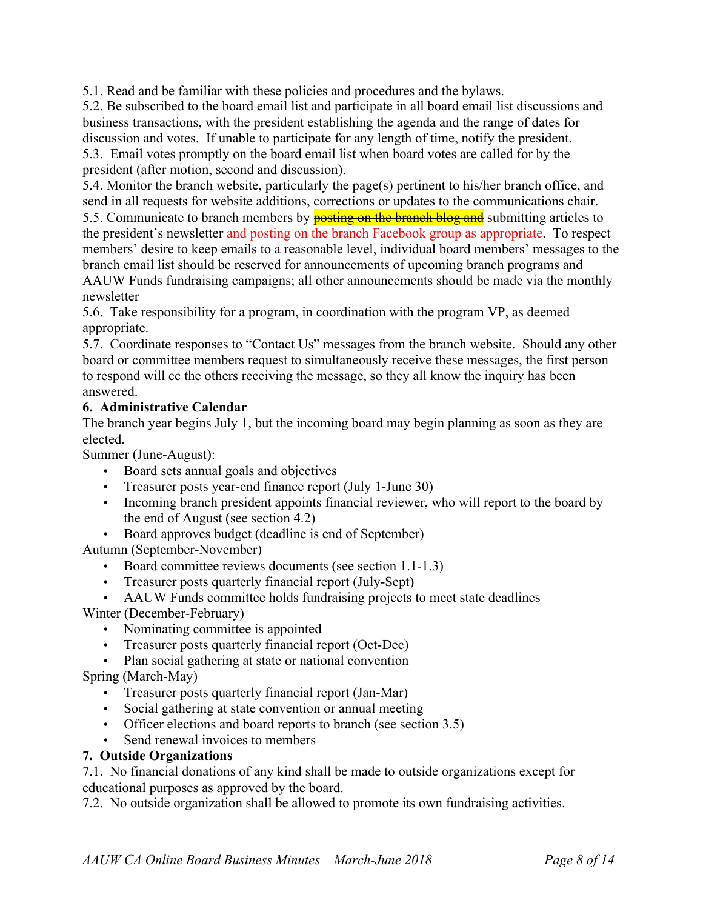5.1. Read and be familiar with these policies and procedures and the bylaws.
5.2. Be subscribed to the board email list and participate in all board email list discussions and business transactions, with the president establishing the agenda and the range of dates for discussion and votes. If unable to participate for any length of time, notify the president.
5.3. Email votes promptly on the board email list when board votes are called for by the president (after motion, second and discussion).
5.4. Monitor the branch website, particularly the page(s) pertinent to his/her branch office, and send in all requests for website additions, corrections or updates to the communications chair.
5.5. Communicate to branch members by ~~posting on the branch blog and~~ submitting articles to the president's newsletter and posting on the branch Facebook group as appropriate. To respect members' desire to keep emails to a reasonable level, individual board members' messages to the branch email list should be reserved for announcements of upcoming branch programs and AAUW Fund~~s~~ fundraising campaigns; all other announcements should be made via the monthly newsletter
5.6. Take responsibility for a program, in coordination with the program VP, as deemed appropriate.
5.7. Coordinate responses to "Contact Us" messages from the branch website. Should any other board or committee members request to simultaneously receive these messages, the first person to respond will cc the others receiving the message, so they all know the inquiry has been answered.

**6. Administrative Calendar**

The branch year begins July 1, but the incoming board may begin planning as soon as they are elected.

Summer (June-August):

- Board sets annual goals and objectives
- Treasurer posts year-end finance report (July 1-June 30)
- Incoming branch president appoints financial reviewer, who will report to the board by the end of August (see section 4.2)
- Board approves budget (deadline is end of September)

Autumn (September-November)

- Board committee reviews documents (see section 1.1-1.3)
- Treasurer posts quarterly financial report (July-Sept)
- AAUW Fund~~s~~ committee holds fundraising projects to meet state deadlines

Winter (December-February)

- Nominating committee is appointed
- Treasurer posts quarterly financial report (Oct-Dec)
- Plan social gathering at state or national convention

Spring (March-May)

- Treasurer posts quarterly financial report (Jan-Mar)
- Social gathering at state convention or annual meeting
- Officer elections and board reports to branch (see section 3.5)
- Send renewal invoices to members

**7. Outside Organizations**

7.1. No financial donations of any kind shall be made to outside organizations except for educational purposes as approved by the board.
7.2. No outside organization shall be allowed to promote its own fundraising activities.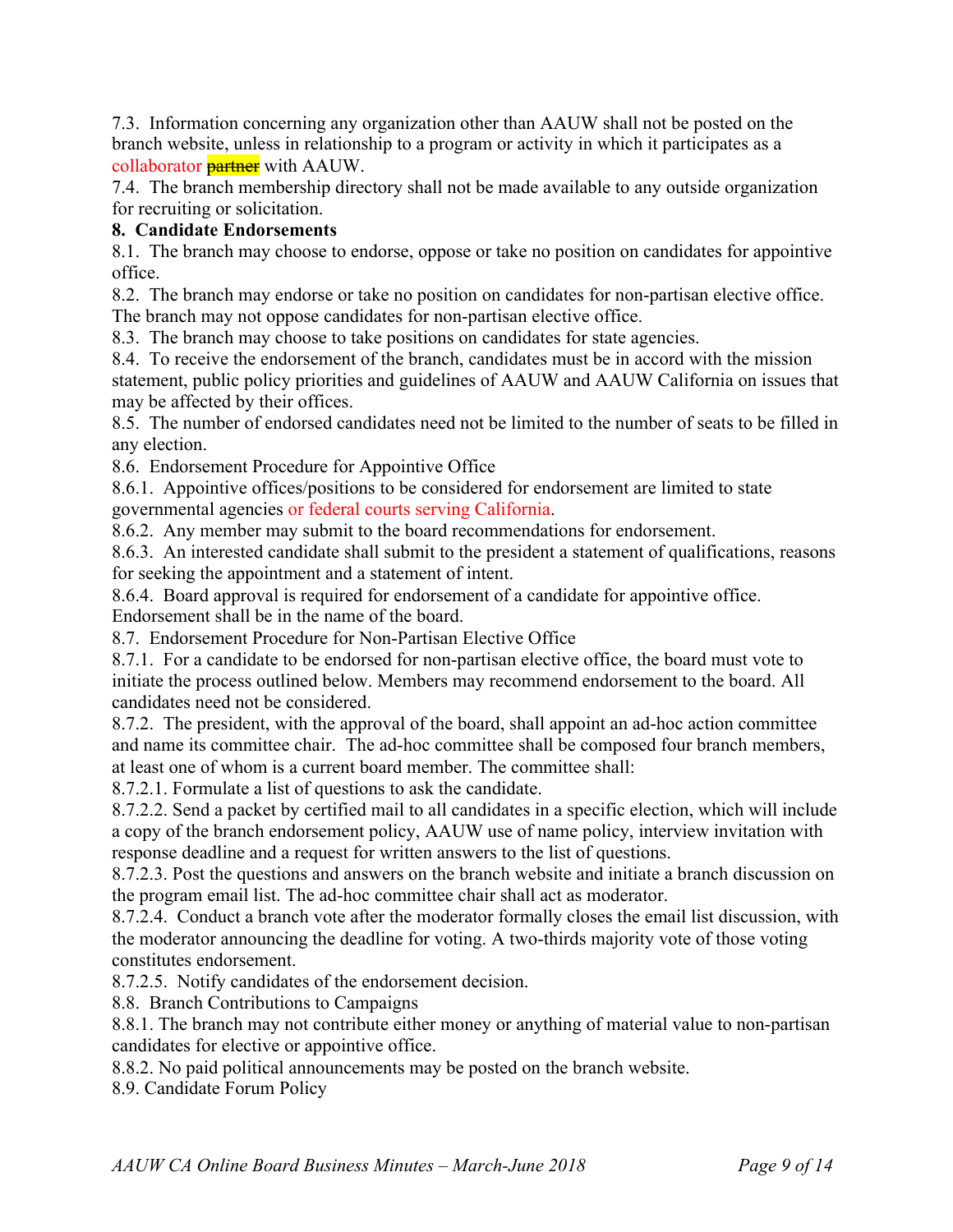7.3. Information concerning any organization other than AAUW shall not be posted on the branch website, unless in relationship to a program or activity in which it participates as a collaborator ~~partner~~ with AAUW.

7.4. The branch membership directory shall not be made available to any outside organization for recruiting or solicitation.

**8. Candidate Endorsements**

8.1. The branch may choose to endorse, oppose or take no position on candidates for appointive office.

8.2. The branch may endorse or take no position on candidates for non-partisan elective office. The branch may not oppose candidates for non-partisan elective office.

8.3. The branch may choose to take positions on candidates for state agencies.

8.4. To receive the endorsement of the branch, candidates must be in accord with the mission statement, public policy priorities and guidelines of AAUW and AAUW California on issues that may be affected by their offices.

8.5. The number of endorsed candidates need not be limited to the number of seats to be filled in any election.

8.6. Endorsement Procedure for Appointive Office

8.6.1. Appointive offices/positions to be considered for endorsement are limited to state governmental agencies or federal courts serving California.

8.6.2. Any member may submit to the board recommendations for endorsement.

8.6.3. An interested candidate shall submit to the president a statement of qualifications, reasons for seeking the appointment and a statement of intent.

8.6.4. Board approval is required for endorsement of a candidate for appointive office. Endorsement shall be in the name of the board.

8.7. Endorsement Procedure for Non-Partisan Elective Office

8.7.1. For a candidate to be endorsed for non-partisan elective office, the board must vote to initiate the process outlined below. Members may recommend endorsement to the board. All candidates need not be considered.

8.7.2. The president, with the approval of the board, shall appoint an ad-hoc action committee and name its committee chair. The ad-hoc committee shall be composed four branch members, at least one of whom is a current board member. The committee shall:

8.7.2.1. Formulate a list of questions to ask the candidate.

8.7.2.2. Send a packet by certified mail to all candidates in a specific election, which will include a copy of the branch endorsement policy, AAUW use of name policy, interview invitation with response deadline and a request for written answers to the list of questions.

8.7.2.3. Post the questions and answers on the branch website and initiate a branch discussion on the program email list. The ad-hoc committee chair shall act as moderator.

8.7.2.4. Conduct a branch vote after the moderator formally closes the email list discussion, with the moderator announcing the deadline for voting. A two-thirds majority vote of those voting constitutes endorsement.

8.7.2.5. Notify candidates of the endorsement decision.

8.8. Branch Contributions to Campaigns

8.8.1. The branch may not contribute either money or anything of material value to non-partisan candidates for elective or appointive office.

8.8.2. No paid political announcements may be posted on the branch website.

8.9. Candidate Forum Policy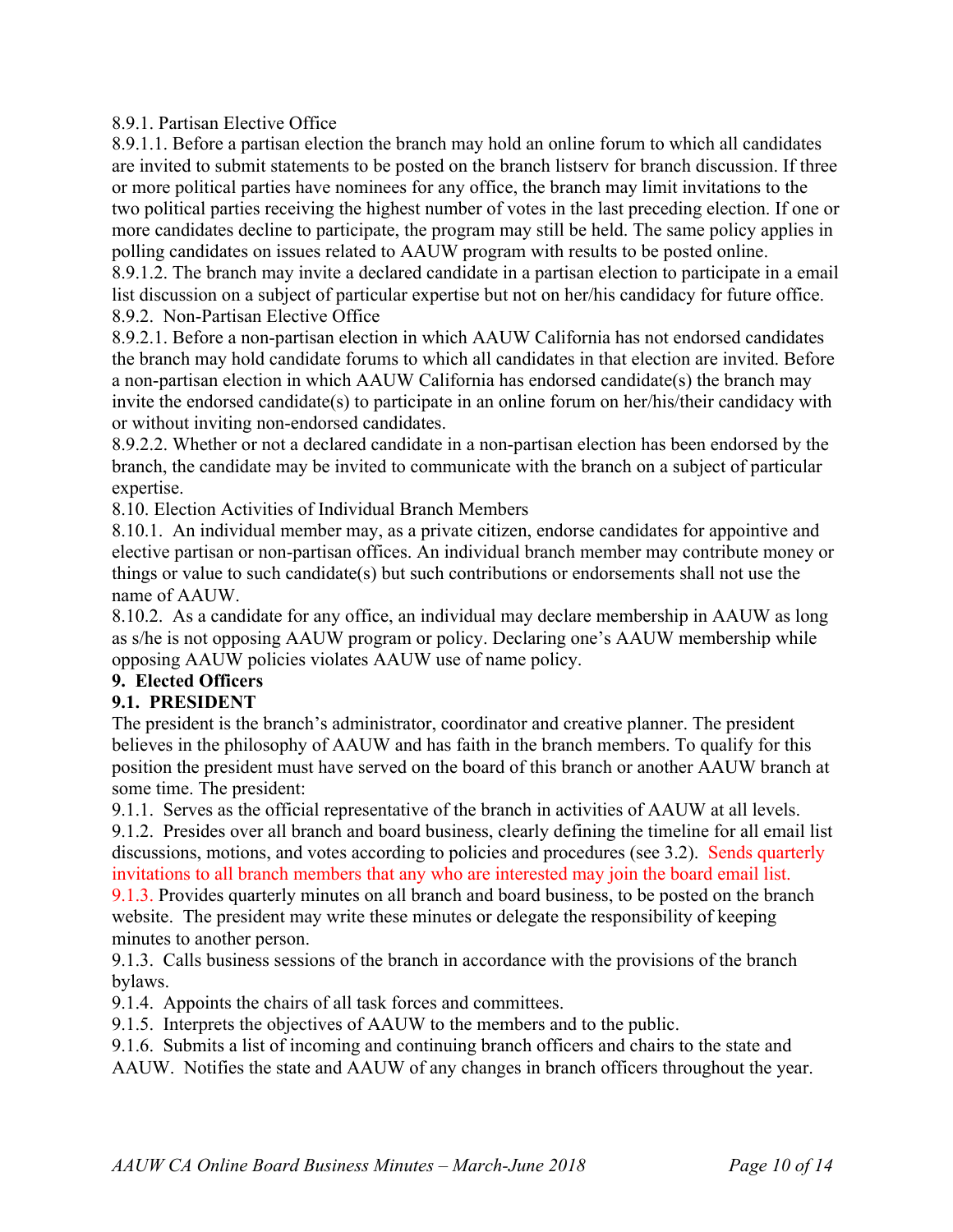8.9.1. Partisan Elective Office

8.9.1.1. Before a partisan election the branch may hold an online forum to which all candidates are invited to submit statements to be posted on the branch listserv for branch discussion. If three or more political parties have nominees for any office, the branch may limit invitations to the two political parties receiving the highest number of votes in the last preceding election. If one or more candidates decline to participate, the program may still be held. The same policy applies in polling candidates on issues related to AAUW program with results to be posted online.

8.9.1.2. The branch may invite a declared candidate in a partisan election to participate in a email list discussion on a subject of particular expertise but not on her/his candidacy for future office.

8.9.2. Non-Partisan Elective Office

8.9.2.1. Before a non-partisan election in which AAUW California has not endorsed candidates the branch may hold candidate forums to which all candidates in that election are invited. Before a non-partisan election in which AAUW California has endorsed candidate(s) the branch may invite the endorsed candidate(s) to participate in an online forum on her/his/their candidacy with or without inviting non-endorsed candidates.

8.9.2.2. Whether or not a declared candidate in a non-partisan election has been endorsed by the branch, the candidate may be invited to communicate with the branch on a subject of particular expertise.

8.10. Election Activities of Individual Branch Members

8.10.1. An individual member may, as a private citizen, endorse candidates for appointive and elective partisan or non-partisan offices. An individual branch member may contribute money or things or value to such candidate(s) but such contributions or endorsements shall not use the name of AAUW.

8.10.2. As a candidate for any office, an individual may declare membership in AAUW as long as s/he is not opposing AAUW program or policy. Declaring one's AAUW membership while opposing AAUW policies violates AAUW use of name policy.

**9. Elected Officers**

**9.1. PRESIDENT**

The president is the branch's administrator, coordinator and creative planner. The president believes in the philosophy of AAUW and has faith in the branch members. To qualify for this position the president must have served on the board of this branch or another AAUW branch at some time. The president:

9.1.1. Serves as the official representative of the branch in activities of AAUW at all levels.

9.1.2. Presides over all branch and board business, clearly defining the timeline for all email list discussions, motions, and votes according to policies and procedures (see 3.2). Sends quarterly invitations to all branch members that any who are interested may join the board email list.

9.1.3. Provides quarterly minutes on all branch and board business, to be posted on the branch website. The president may write these minutes or delegate the responsibility of keeping minutes to another person.

9.1.3. Calls business sessions of the branch in accordance with the provisions of the branch bylaws.

9.1.4. Appoints the chairs of all task forces and committees.

9.1.5. Interprets the objectives of AAUW to the members and to the public.

9.1.6. Submits a list of incoming and continuing branch officers and chairs to the state and AAUW. Notifies the state and AAUW of any changes in branch officers throughout the year.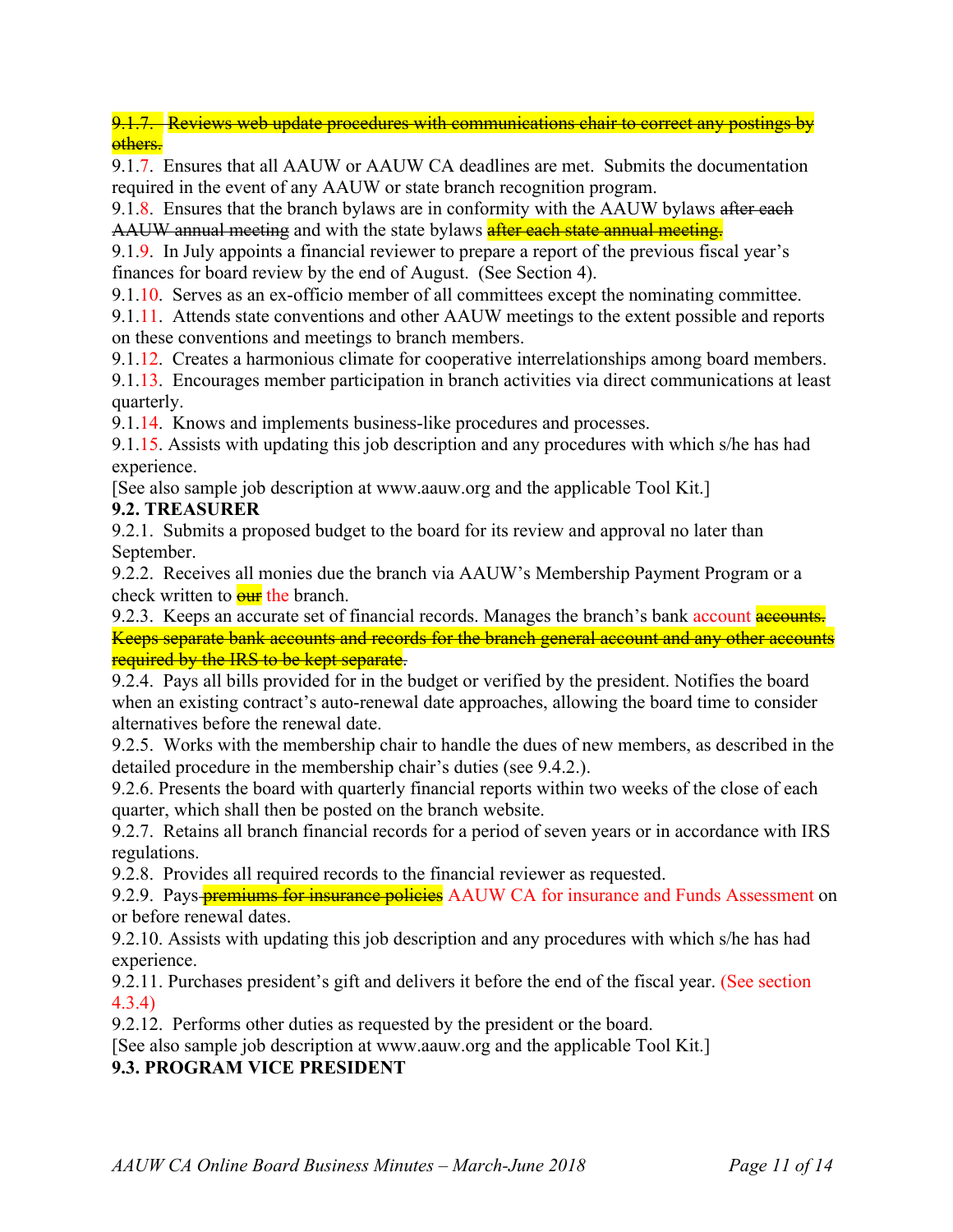~~9.1.7. Reviews web update procedures with communications chair to correct any postings by others.~~

9.1.7. Ensures that all AAUW or AAUW CA deadlines are met. Submits the documentation required in the event of any AAUW or state branch recognition program.

9.1.8. Ensures that the branch bylaws are in conformity with the AAUW bylaws ~~after each AAUW annual meeting~~ and with the state bylaws ~~after each state annual meeting.~~

9.1.9. In July appoints a financial reviewer to prepare a report of the previous fiscal year's finances for board review by the end of August. (See Section 4).

9.1.10. Serves as an ex-officio member of all committees except the nominating committee.

9.1.11. Attends state conventions and other AAUW meetings to the extent possible and reports on these conventions and meetings to branch members.

9.1.12. Creates a harmonious climate for cooperative interrelationships among board members.

9.1.13. Encourages member participation in branch activities via direct communications at least quarterly.

9.1.14. Knows and implements business-like procedures and processes.

9.1.15. Assists with updating this job description and any procedures with which s/he has had experience.

[See also sample job description at www.aauw.org and the applicable Tool Kit.]

**9.2. TREASURER**

9.2.1. Submits a proposed budget to the board for its review and approval no later than September.

9.2.2. Receives all monies due the branch via AAUW's Membership Payment Program or a check written to ~~our~~ the branch.

9.2.3. Keeps an accurate set of financial records. Manages the branch's bank account ~~accounts. Keeps separate bank accounts and records for the branch general account and any other accounts required by the IRS to be kept separate.~~

9.2.4. Pays all bills provided for in the budget or verified by the president. Notifies the board when an existing contract's auto-renewal date approaches, allowing the board time to consider alternatives before the renewal date.

9.2.5. Works with the membership chair to handle the dues of new members, as described in the detailed procedure in the membership chair's duties (see 9.4.2.).

9.2.6. Presents the board with quarterly financial reports within two weeks of the close of each quarter, which shall then be posted on the branch website.

9.2.7. Retains all branch financial records for a period of seven years or in accordance with IRS regulations.

9.2.8. Provides all required records to the financial reviewer as requested.

9.2.9. Pays ~~premiums for insurance policies~~ AAUW CA for insurance and Funds Assessment on or before renewal dates.

9.2.10. Assists with updating this job description and any procedures with which s/he has had experience.

9.2.11. Purchases president's gift and delivers it before the end of the fiscal year. (See section 4.3.4)

9.2.12. Performs other duties as requested by the president or the board.

[See also sample job description at www.aauw.org and the applicable Tool Kit.]

**9.3. PROGRAM VICE PRESIDENT**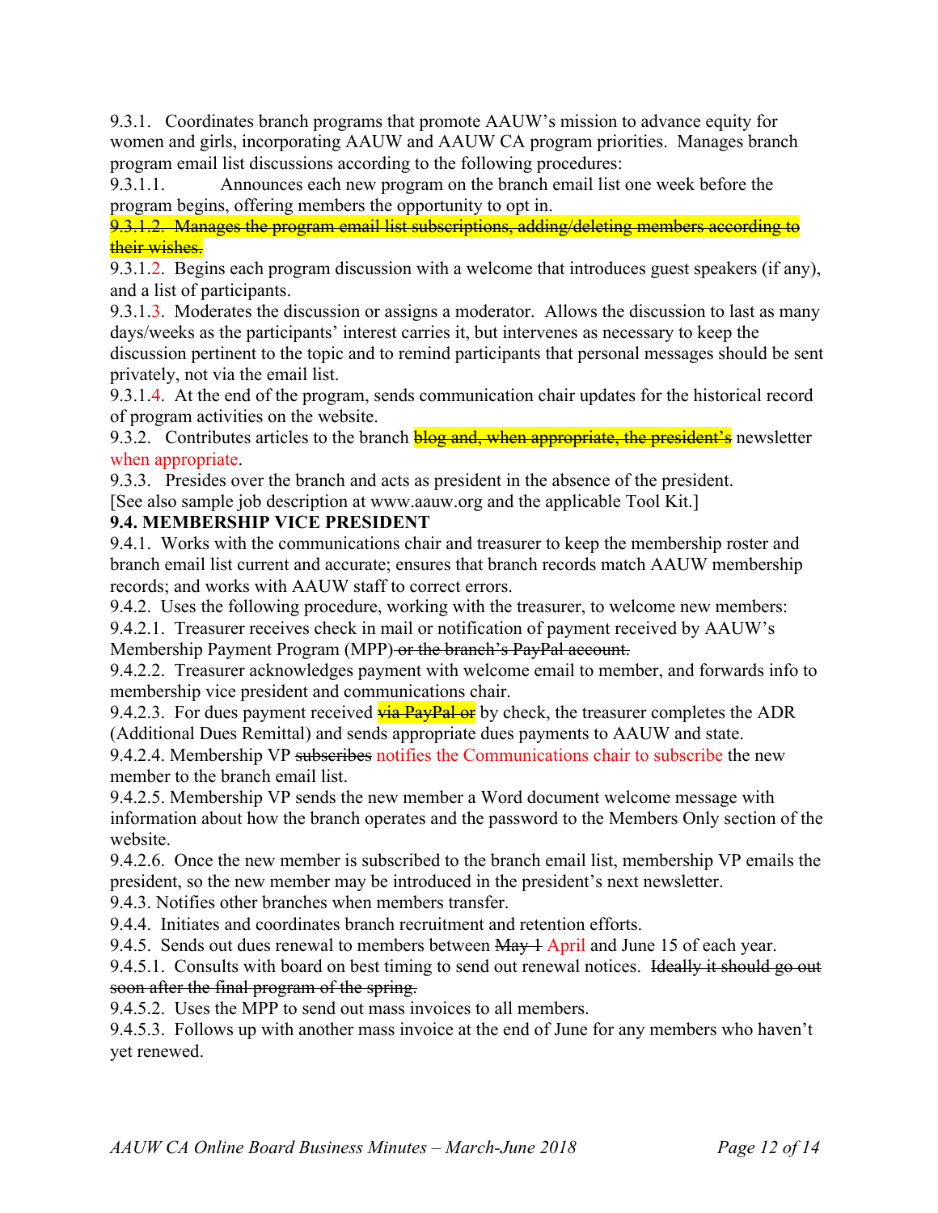9.3.1. Coordinates branch programs that promote AAUW's mission to advance equity for women and girls, incorporating AAUW and AAUW CA program priorities. Manages branch program email list discussions according to the following procedures:

9.3.1.1. Announces each new program on the branch email list one week before the program begins, offering members the opportunity to opt in.

~~9.3.1.2. Manages the program email list subscriptions, adding/deleting members according to their wishes.~~

9.3.1.2. Begins each program discussion with a welcome that introduces guest speakers (if any), and a list of participants.

9.3.1.3. Moderates the discussion or assigns a moderator. Allows the discussion to last as many days/weeks as the participants' interest carries it, but intervenes as necessary to keep the discussion pertinent to the topic and to remind participants that personal messages should be sent privately, not via the email list.

9.3.1.4. At the end of the program, sends communication chair updates for the historical record of program activities on the website.

9.3.2. Contributes articles to the branch ~~blog and, when appropriate, the president's~~ newsletter when appropriate.

9.3.3. Presides over the branch and acts as president in the absence of the president.

[See also sample job description at www.aauw.org and the applicable Tool Kit.]

**9.4. MEMBERSHIP VICE PRESIDENT**

9.4.1. Works with the communications chair and treasurer to keep the membership roster and branch email list current and accurate; ensures that branch records match AAUW membership records; and works with AAUW staff to correct errors.

9.4.2. Uses the following procedure, working with the treasurer, to welcome new members:

9.4.2.1. Treasurer receives check in mail or notification of payment received by AAUW's Membership Payment Program (MPP) ~~or the branch's PayPal account.~~

9.4.2.2. Treasurer acknowledges payment with welcome email to member, and forwards info to membership vice president and communications chair.

9.4.2.3. For dues payment received ~~via PayPal or~~ by check, the treasurer completes the ADR (Additional Dues Remittal) and sends appropriate dues payments to AAUW and state.

9.4.2.4. Membership VP ~~subscribes~~ notifies the Communications chair to subscribe the new member to the branch email list.

9.4.2.5. Membership VP sends the new member a Word document welcome message with information about how the branch operates and the password to the Members Only section of the website.

9.4.2.6. Once the new member is subscribed to the branch email list, membership VP emails the president, so the new member may be introduced in the president's next newsletter.

9.4.3. Notifies other branches when members transfer.

9.4.4. Initiates and coordinates branch recruitment and retention efforts.

9.4.5. Sends out dues renewal to members between ~~May 1~~ April and June 15 of each year.

9.4.5.1. Consults with board on best timing to send out renewal notices. ~~Ideally it should go out soon after the final program of the spring.~~

9.4.5.2. Uses the MPP to send out mass invoices to all members.

9.4.5.3. Follows up with another mass invoice at the end of June for any members who haven't yet renewed.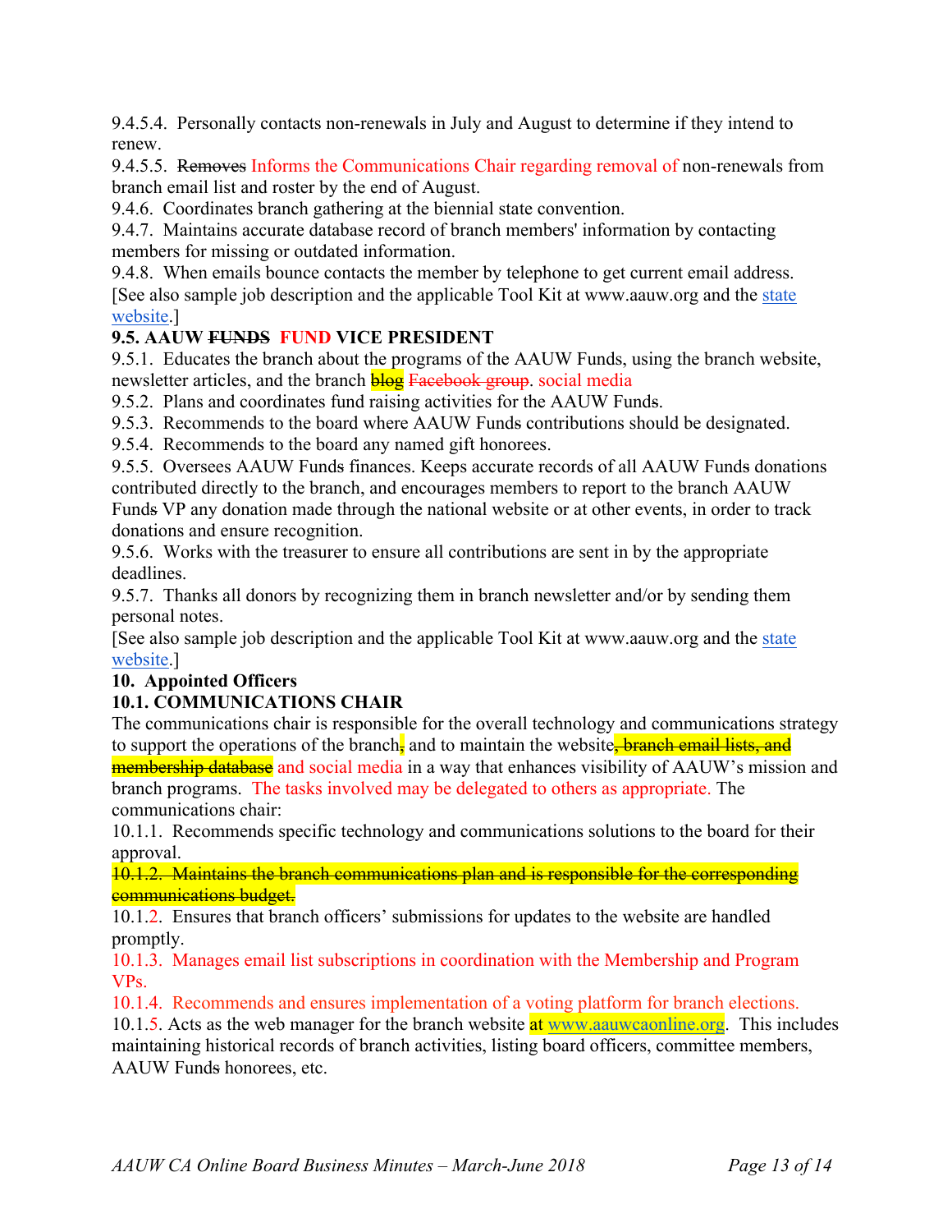9.4.5.4. Personally contacts non-renewals in July and August to determine if they intend to renew.

9.4.5.5. ~~Removes~~ Informs the Communications Chair regarding removal of non-renewals from branch email list and roster by the end of August.

9.4.6. Coordinates branch gathering at the biennial state convention.

9.4.7. Maintains accurate database record of branch members' information by contacting members for missing or outdated information.

9.4.8. When emails bounce contacts the member by telephone to get current email address.

[See also sample job description and the applicable Tool Kit at www.aauw.org and the state website.]

**9.5. AAUW ~~FUNDS~~ FUND VICE PRESIDENT**

9.5.1. Educates the branch about the programs of the AAUW Funds, using the branch website, newsletter articles, and the branch ~~blog~~ ~~Facebook group~~. social media

9.5.2. Plans and coordinates fund raising activities for the AAUW Fund~~s~~.

9.5.3. Recommends to the board where AAUW Fund~~s~~ contributions should be designated.

9.5.4. Recommends to the board any named gift honorees.

9.5.5. Oversees AAUW Fund~~s~~ finances. Keeps accurate records of all AAUW Fund~~s~~ donations contributed directly to the branch, and encourages members to report to the branch AAUW Fund~~s~~ VP any donation made through the national website or at other events, in order to track donations and ensure recognition.

9.5.6. Works with the treasurer to ensure all contributions are sent in by the appropriate deadlines.

9.5.7. Thanks all donors by recognizing them in branch newsletter and/or by sending them personal notes.

[See also sample job description and the applicable Tool Kit at www.aauw.org and the state website.]

**10. Appointed Officers**

**10.1. COMMUNICATIONS CHAIR**

The communications chair is responsible for the overall technology and communications strategy to support the operations of the branch~~,~~ and to maintain the website~~, branch email lists, and membership database~~ and social media in a way that enhances visibility of AAUW's mission and branch programs. The tasks involved may be delegated to others as appropriate. The communications chair:

10.1.1. Recommends specific technology and communications solutions to the board for their approval.

~~10.1.2. Maintains the branch communications plan and is responsible for the corresponding communications budget.~~

10.1.2. Ensures that branch officers' submissions for updates to the website are handled promptly.

10.1.3. Manages email list subscriptions in coordination with the Membership and Program VPs.

10.1.4. Recommends and ensures implementation of a voting platform for branch elections.

10.1.5. Acts as the web manager for the branch website at www.aauwcaonline.org. This includes maintaining historical records of branch activities, listing board officers, committee members, AAUW Fund~~s~~ honorees, etc.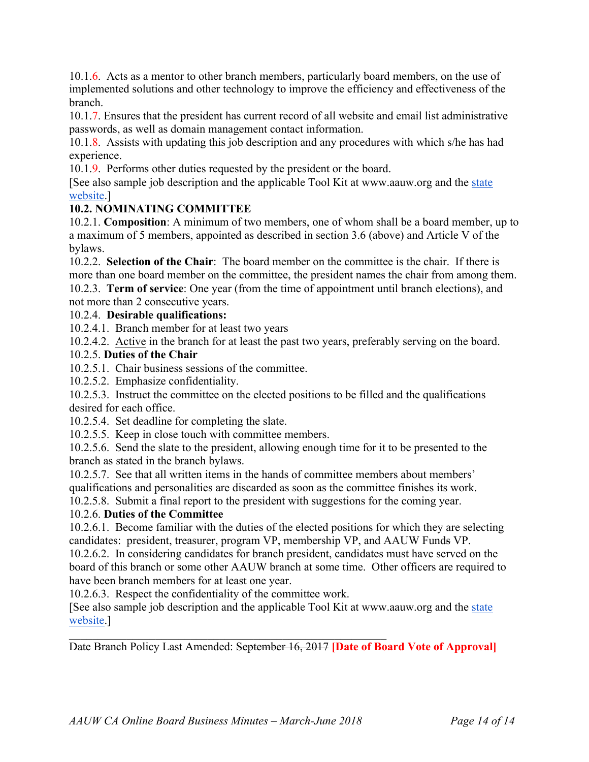10.1.6. Acts as a mentor to other branch members, particularly board members, on the use of implemented solutions and other technology to improve the efficiency and effectiveness of the branch.

10.1.7. Ensures that the president has current record of all website and email list administrative passwords, as well as domain management contact information.

10.1.8. Assists with updating this job description and any procedures with which s/he has had experience.

10.1.9. Performs other duties requested by the president or the board.

[See also sample job description and the applicable Tool Kit at www.aauw.org and the state website.]

**10.2. NOMINATING COMMITTEE**

10.2.1. **Composition**: A minimum of two members, one of whom shall be a board member, up to a maximum of 5 members, appointed as described in section 3.6 (above) and Article V of the bylaws.

10.2.2. **Selection of the Chair**: The board member on the committee is the chair. If there is more than one board member on the committee, the president names the chair from among them.

10.2.3. **Term of service**: One year (from the time of appointment until branch elections), and not more than 2 consecutive years.

10.2.4. **Desirable qualifications:**

10.2.4.1. Branch member for at least two years

10.2.4.2. Active in the branch for at least the past two years, preferably serving on the board.

10.2.5. **Duties of the Chair**

10.2.5.1. Chair business sessions of the committee.

10.2.5.2. Emphasize confidentiality.

10.2.5.3. Instruct the committee on the elected positions to be filled and the qualifications desired for each office.

10.2.5.4. Set deadline for completing the slate.

10.2.5.5. Keep in close touch with committee members.

10.2.5.6. Send the slate to the president, allowing enough time for it to be presented to the branch as stated in the branch bylaws.

10.2.5.7. See that all written items in the hands of committee members about members' qualifications and personalities are discarded as soon as the committee finishes its work.

10.2.5.8. Submit a final report to the president with suggestions for the coming year.

10.2.6. **Duties of the Committee**

10.2.6.1. Become familiar with the duties of the elected positions for which they are selecting candidates: president, treasurer, program VP, membership VP, and AAUW Funds VP.

10.2.6.2. In considering candidates for branch president, candidates must have served on the board of this branch or some other AAUW branch at some time. Other officers are required to have been branch members for at least one year.

10.2.6.3. Respect the confidentiality of the committee work.

[See also sample job description and the applicable Tool Kit at www.aauw.org and the state website.]

---

Date Branch Policy Last Amended: ~~September 16, 2017~~ **[Date of Board Vote of Approval]**